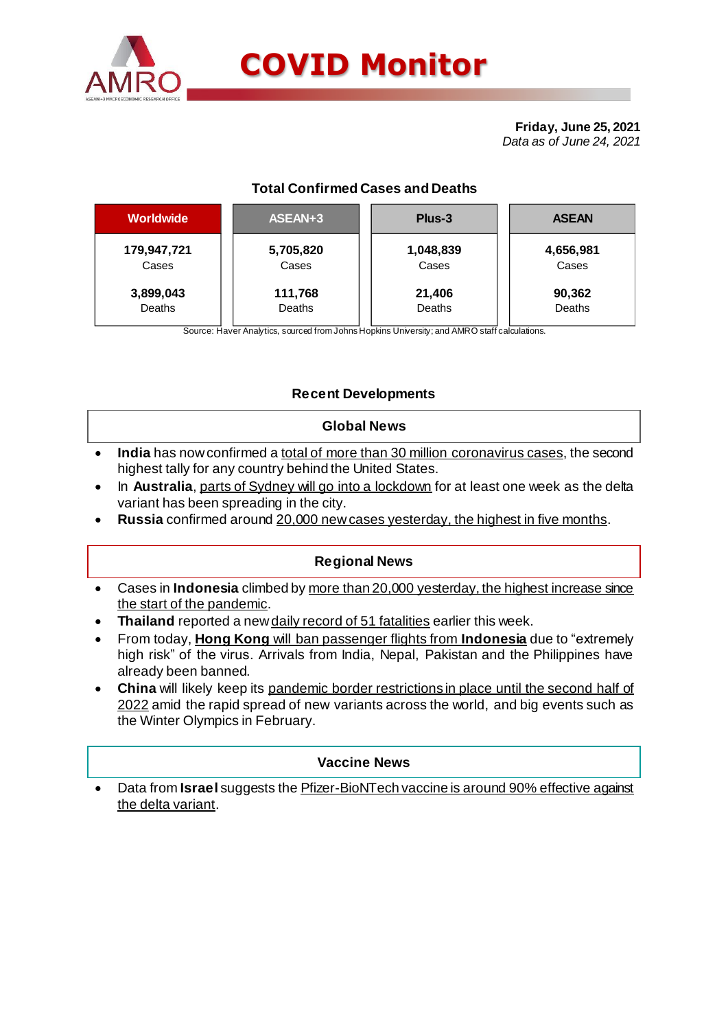# COVID Monitor

**Friday, June 25, 2021**
*Data as of June 24, 2021*

### Total Confirmed Cases and Deaths

| Worldwide | ASEAN+3 | Plus-3 | ASEAN |
|---|---|---|---|
| **179,947,721** Cases | **5,705,820** Cases | **1,048,839** Cases | **4,656,981** Cases |
| **3,899,043** Deaths | **111,768** Deaths | **21,406** Deaths | **90,362** Deaths |

Source: Haver Analytics, sourced from Johns Hopkins University; and AMRO staff calculations.

## Recent Developments

### Global News

- **India** has now confirmed a total of more than 30 million coronavirus cases, the second highest tally for any country behind the United States.
- In **Australia**, parts of Sydney will go into a lockdown for at least one week as the delta variant has been spreading in the city.
- **Russia** confirmed around 20,000 new cases yesterday, the highest in five months.

### Regional News

- Cases in **Indonesia** climbed by more than 20,000 yesterday, the highest increase since the start of the pandemic.
- **Thailand** reported a new daily record of 51 fatalities earlier this week.
- From today, **Hong Kong** will ban passenger flights from **Indonesia** due to "extremely high risk" of the virus. Arrivals from India, Nepal, Pakistan and the Philippines have already been banned.
- **China** will likely keep its pandemic border restrictions in place until the second half of 2022 amid the rapid spread of new variants across the world, and big events such as the Winter Olympics in February.

### Vaccine News

- Data from **Israel** suggests the Pfizer-BioNTech vaccine is around 90% effective against the delta variant.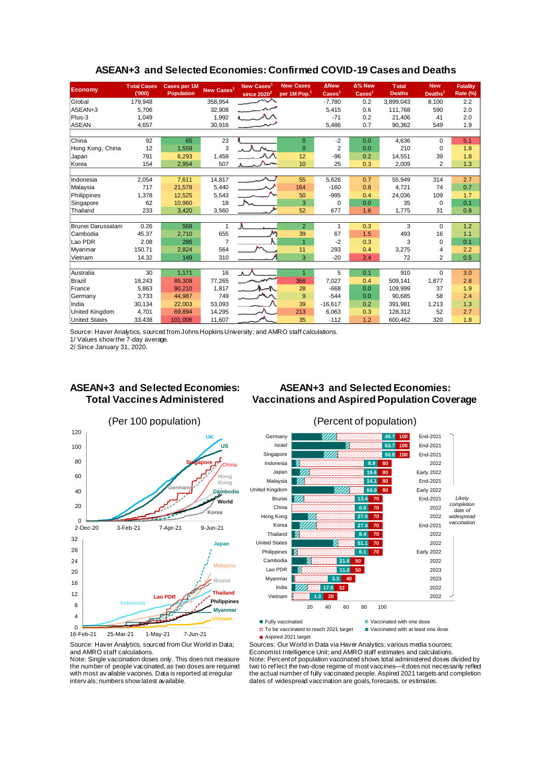## ASEAN+3 and Selected Economies: Confirmed COVID-19 Cases and Deaths

| Economy | Total Cases ('000) | Cases per 1M Population | New Cases[1] | New Cases[1] since 2020[2] | New Cases per 1M Pop.[1] | ΔNew Cases[1] | Δ% New Cases[1] | Total Deaths | New Deaths[1] | Fatality Rate (%) |
|---|---|---|---|---|---|---|---|---|---|---|
| Global | 179,948 | | 358,954 | | | -7,780 | 0.2 | 3,899,043 | 8,100 | 2.2 |
| ASEAN+3 | 5,706 | | 32,908 | | | 5,415 | 0.6 | 111,768 | 590 | 2.0 |
| Plus-3 | 1,049 | | 1,992 | | | -71 | 0.2 | 21,406 | 41 | 2.0 |
| ASEAN | 4,657 | | 30,916 | | | 5,486 | 0.7 | 90,362 | 549 | 1.9 |
| | | | | | | | | | | |
| China | 92 | 65 | 23 | | 0 | -2 | 0.0 | 4,636 | 0 | 5.1 |
| Hong Kong, China | 12 | 1,559 | 3 | | 0 | 2 | 0.0 | 210 | 0 | 1.8 |
| Japan | 791 | 6,293 | 1,459 | | 12 | -96 | 0.2 | 14,551 | 39 | 1.8 |
| Korea | 154 | 2,954 | 507 | | 10 | 25 | 0.3 | 2,009 | 2 | 1.3 |
| | | | | | | | | | | |
| Indonesia | 2,054 | 7,611 | 14,817 | | 55 | 5,626 | 0.7 | 55,949 | 314 | 2.7 |
| Malaysia | 717 | 21,578 | 5,440 | | 164 | -160 | 0.8 | 4,721 | 74 | 0.7 |
| Philippines | 1,378 | 12,525 | 5,543 | | 50 | -995 | 0.4 | 24,036 | 109 | 1.7 |
| Singapore | 62 | 10,960 | 18 | | 3 | 0 | 0.0 | 35 | 0 | 0.1 |
| Thailand | 233 | 3,420 | 3,560 | | 52 | 677 | 1.6 | 1,775 | 31 | 0.8 |
| | | | | | | | | | | |
| Brunei Darussalam | 0.26 | 568 | 1 | | 2 | 1 | 0.3 | 3 | 0 | 1.2 |
| Cambodia | 45.37 | 2,710 | 655 | | 39 | 67 | 1.5 | 493 | 16 | 1.1 |
| Lao PDR | 2.08 | 286 | 7 | | 1 | -2 | 0.3 | 3 | 0 | 0.1 |
| Myanmar | 150.71 | 2,824 | 564 | | 11 | 293 | 0.4 | 3,275 | 4 | 2.2 |
| Vietnam | 14.32 | 149 | 310 | | 3 | -20 | 2.4 | 72 | 2 | 0.5 |
| | | | | | | | | | | |
| Australia | 30 | 1,171 | 16 | | 1 | 5 | 0.1 | 910 | 0 | 3.0 |
| Brazil | 18,243 | 86,308 | 77,265 | | 366 | 7,027 | 0.4 | 509,141 | 1,877 | 2.8 |
| France | 5,863 | 90,210 | 1,817 | | 28 | -668 | 0.0 | 109,999 | 37 | 1.9 |
| Germany | 3,733 | 44,987 | 749 | | 9 | -544 | 0.0 | 90,685 | 58 | 2.4 |
| India | 30,134 | 22,003 | 53,093 | | 39 | -16,617 | 0.2 | 391,981 | 1,213 | 1.3 |
| United Kingdom | 4,701 | 69,894 | 14,295 | | 213 | 6,063 | 0.3 | 128,312 | 52 | 2.7 |
| United States | 33,438 | 101,006 | 11,607 | | 35 | -112 | 1.2 | 600,462 | 320 | 1.8 |

Source: Haver Analytics, sourced from Johns Hopkins University; and AMRO staff calculations.
1/ Values show the 7-day average.
2/ Since January 31, 2020.

## ASEAN+3 and Selected Economies: Total Vaccines Administered

(Per 100 population)

Source: Haver Analytics, sourced from Our World in Data; and AMRO staff calculations.
Note: Single vaccination doses only. This does not measure the number of people vaccinated, as two doses are required with most available vaccines. Data is reported at irregular intervals; numbers show latest available.

## ASEAN+3 and Selected Economies: Vaccinations and Aspired Population Coverage

(Percent of population)

| Economy | Vaccinated (%) | Aspired 2021 target (%) | Likely completion date of widespread vaccination |
|---|---|---|---|
| Germany | 49.7 | 100 | End-2021 |
| Israel | 63.7 | 100 | End-2021 |
| Singapore | 50.8 | 100 | End-2021 |
| Indonesia | 8.9 | 80 | 2022 |
| Japan | 19.6 | 80 | Early 2022 |
| Malaysia | 14.1 | 80 | End-2021 |
| United Kingdom | 64.0 | 80 | Early 2022 |
| Brunei | 13.4 | 70 | End-2021 |
| China | 0.0 | 70 | 2022 |
| Hong Kong | 27.0 | 70 | 2022 |
| Korea | 27.4 | 70 | End-2021 |
| Thailand | 8.4 | 70 | 2022 |
| United States | 51.1 | 70 | 2022 |
| Philippines | 6.1 | 70 | Early 2022 |
| Cambodia | 21.6 | 50 | 2022 |
| Lao PDR | 11.0 | 50 | 2023 |
| Myanmar | 3.3 | 40 | 2023 |
| India | 17.5 | 32 | 2022 |
| Vietnam | 1.3 | 20 | 2022 |

Legend: Fully vaccinated; Vaccinated with one dose; To be vaccinated to reach 2021 target; Vaccinated with at least one dose; Aspired 2021 target

Sources: Our World in Data via Haver Analytics; various media sources; Economist Intelligence Unit; and AMRO staff estimates and calculations.
Note: Percent of population vaccinated shows total administered doses divided by two to reflect the two-dose regime of most vaccines—it does not necessarily reflect the actual number of fully vaccinated people. Aspired 2021 targets and completion dates of widespread vaccination are goals, forecasts, or estimates.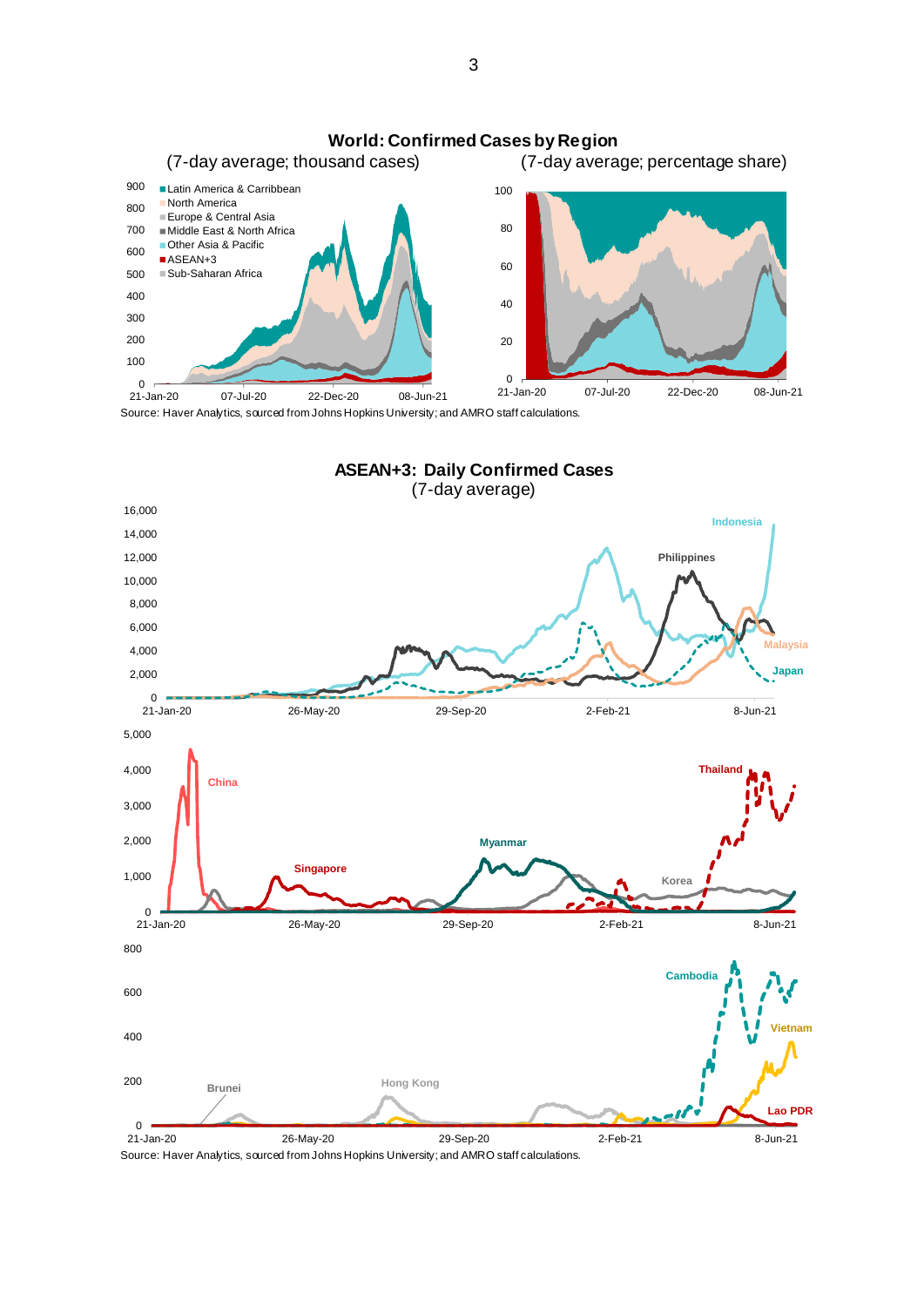**World: Confirmed Cases by Region**

(7-day average; thousand cases) (7-day average; percentage share)

Source: Haver Analytics, sourced from Johns Hopkins University; and AMRO staff calculations.

**ASEAN+3: Daily Confirmed Cases**

(7-day average)

Source: Haver Analytics, sourced from Johns Hopkins University; and AMRO staff calculations.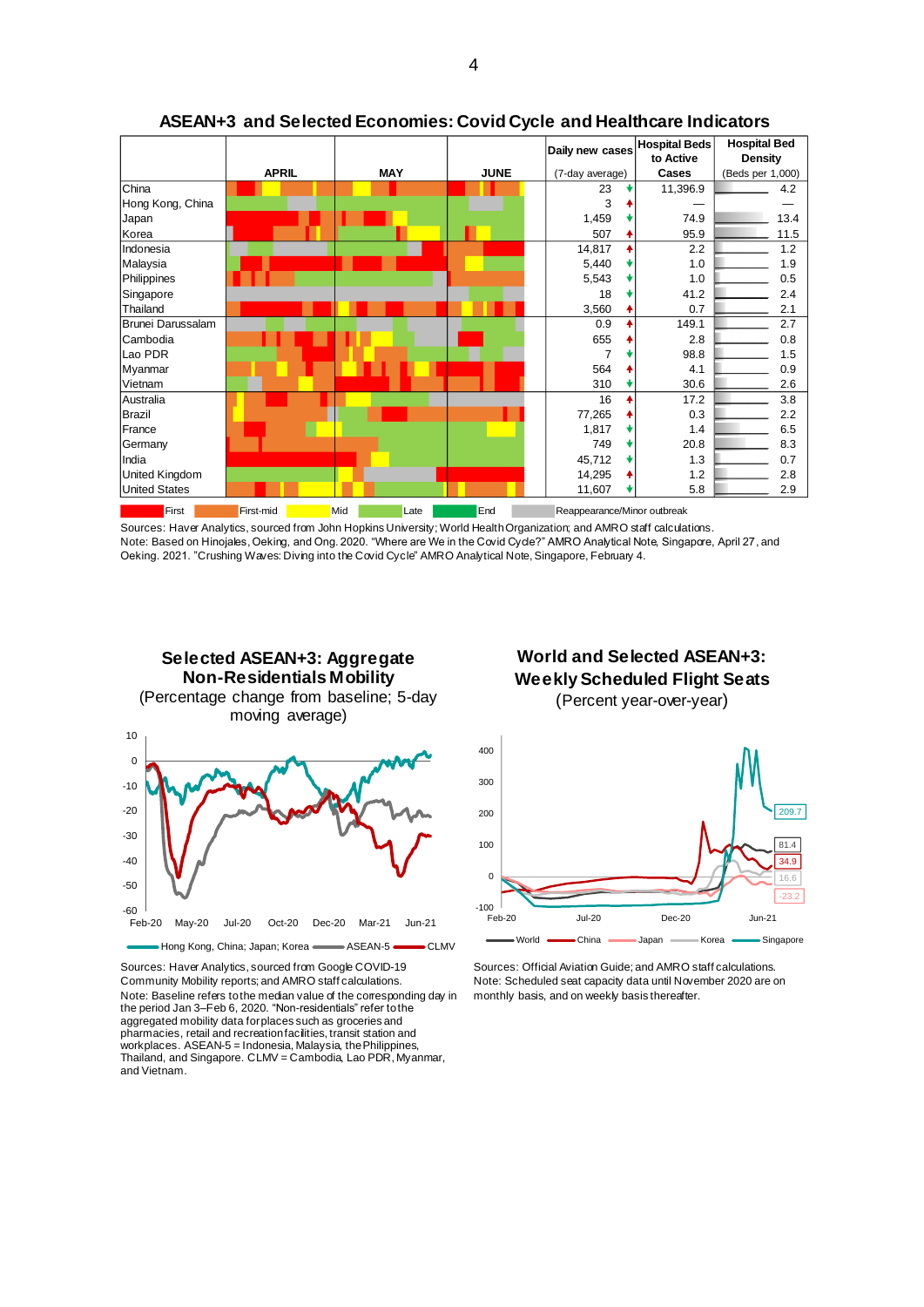## ASEAN+3 and Selected Economies: Covid Cycle and Healthcare Indicators

| | APRIL | MAY | JUNE | Daily new cases (7-day average) | | Hospital Beds to Active Cases | Hospital Bed Density (Beds per 1,000) |
|---|---|---|---|---|---|---|---|
| China | | | | 23 | ↓ | 11,396.9 | 4.2 |
| Hong Kong, China | | | | 3 | ↑ | — | — |
| Japan | | | | 1,459 | ↓ | 74.9 | 13.4 |
| Korea | | | | 507 | ↑ | 95.9 | 11.5 |
| Indonesia | | | | 14,817 | ↑ | 2.2 | 1.2 |
| Malaysia | | | | 5,440 | ↓ | 1.0 | 1.9 |
| Philippines | | | | 5,543 | ↓ | 1.0 | 0.5 |
| Singapore | | | | 18 | ↓ | 41.2 | 2.4 |
| Thailand | | | | 3,560 | ↑ | 0.7 | 2.1 |
| Brunei Darussalam | | | | 0.9 | ↑ | 149.1 | 2.7 |
| Cambodia | | | | 655 | ↑ | 2.8 | 0.8 |
| Lao PDR | | | | 7 | ↓ | 98.8 | 1.5 |
| Myanmar | | | | 564 | ↑ | 4.1 | 0.9 |
| Vietnam | | | | 310 | ↓ | 30.6 | 2.6 |
| Australia | | | | 16 | ↑ | 17.2 | 3.8 |
| Brazil | | | | 77,265 | ↑ | 0.3 | 2.2 |
| France | | | | 1,817 | ↓ | 1.4 | 6.5 |
| Germany | | | | 749 | ↓ | 20.8 | 8.3 |
| India | | | | 45,712 | ↓ | 1.3 | 0.7 |
| United Kingdom | | | | 14,295 | ↑ | 1.2 | 2.8 |
| United States | | | | 11,607 | ↓ | 5.8 | 2.9 |

First; First-mid; Mid; Late; End; Reappearance/Minor outbreak

Sources: Haver Analytics, sourced from John Hopkins University; World Health Organization; and AMRO staff calculations.
Note: Based on Hinojales, Oeking, and Ong. 2020. "Where are We in the Covid Cycle?" AMRO Analytical Note, Singapore, April 27, and Oeking. 2021. "Crushing Waves: Diving into the Covid Cycle" AMRO Analytical Note, Singapore, February 4.

### Selected ASEAN+3: Aggregate Non-Residentials Mobility
(Percentage change from baseline; 5-day moving average)

10
0
-10
-20
-30
-40
-50
-60
Feb-20 May-20 Jul-20 Oct-20 Dec-20 Mar-21 Jun-21

Hong Kong, China; Japan; Korea — ASEAN-5 — CLMV

Sources: Haver Analytics, sourced from Google COVID-19 Community Mobility reports; and AMRO staff calculations.
Note: Baseline refers to the median value of the corresponding day in the period Jan 3–Feb 6, 2020. "Non-residentials" refer to the aggregated mobility data for places such as groceries and pharmacies, retail and recreation facilities, transit station and workplaces. ASEAN-5 = Indonesia, Malaysia, the Philippines, Thailand, and Singapore. CLMV = Cambodia, Lao PDR, Myanmar, and Vietnam.

### World and Selected ASEAN+3: Weekly Scheduled Flight Seats
(Percent year-over-year)

400
300
200
100
0
-100
Feb-20 Jul-20 Dec-20 Jun-21

209.7
81.4
34.9
16.6
-23.2

World — China — Japan — Korea — Singapore

Sources: Official Aviation Guide; and AMRO staff calculations.
Note: Scheduled seat capacity data until November 2020 are on monthly basis, and on weekly basis thereafter.